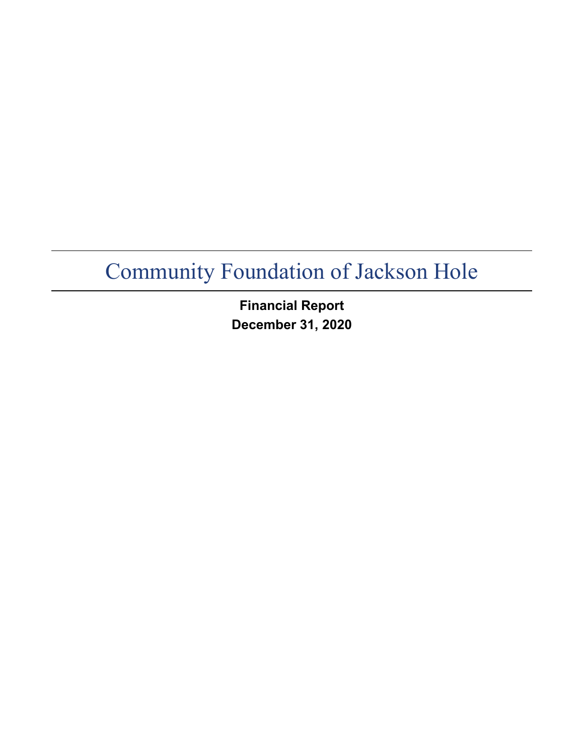# Community Foundation of Jackson Hole

**Financial Report**
**December 31, 2020**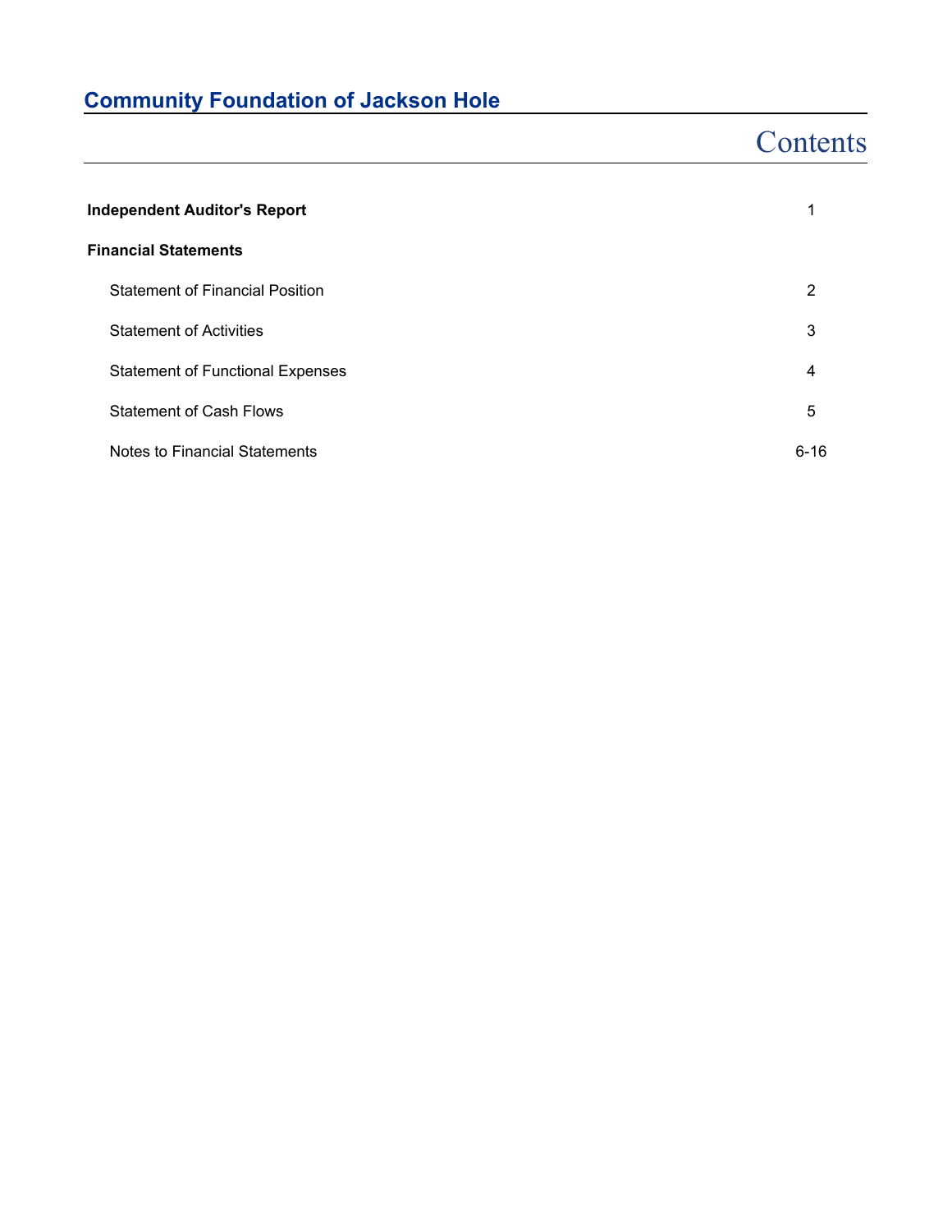# Community Foundation of Jackson Hole

## Contents

| | |
|---|---|
| **Independent Auditor's Report** | 1 |
| **Financial Statements** | |
| Statement of Financial Position | 2 |
| Statement of Activities | 3 |
| Statement of Functional Expenses | 4 |
| Statement of Cash Flows | 5 |
| Notes to Financial Statements | 6-16 |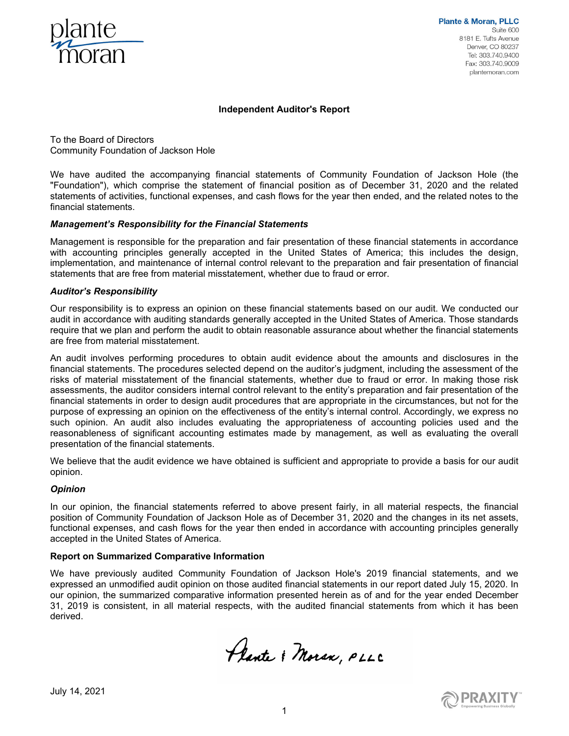Plante & Moran, PLLC
Suite 600
8181 E. Tufts Avenue
Denver, CO 80237
Tel: 303.740.9400
Fax: 303.740.9009
plantemoran.com

## Independent Auditor's Report

To the Board of Directors
Community Foundation of Jackson Hole

We have audited the accompanying financial statements of Community Foundation of Jackson Hole (the "Foundation"), which comprise the statement of financial position as of December 31, 2020 and the related statements of activities, functional expenses, and cash flows for the year then ended, and the related notes to the financial statements.

### *Management's Responsibility for the Financial Statements*

Management is responsible for the preparation and fair presentation of these financial statements in accordance with accounting principles generally accepted in the United States of America; this includes the design, implementation, and maintenance of internal control relevant to the preparation and fair presentation of financial statements that are free from material misstatement, whether due to fraud or error.

### *Auditor's Responsibility*

Our responsibility is to express an opinion on these financial statements based on our audit. We conducted our audit in accordance with auditing standards generally accepted in the United States of America. Those standards require that we plan and perform the audit to obtain reasonable assurance about whether the financial statements are free from material misstatement.

An audit involves performing procedures to obtain audit evidence about the amounts and disclosures in the financial statements. The procedures selected depend on the auditor's judgment, including the assessment of the risks of material misstatement of the financial statements, whether due to fraud or error. In making those risk assessments, the auditor considers internal control relevant to the entity's preparation and fair presentation of the financial statements in order to design audit procedures that are appropriate in the circumstances, but not for the purpose of expressing an opinion on the effectiveness of the entity's internal control. Accordingly, we express no such opinion. An audit also includes evaluating the appropriateness of accounting policies used and the reasonableness of significant accounting estimates made by management, as well as evaluating the overall presentation of the financial statements.

We believe that the audit evidence we have obtained is sufficient and appropriate to provide a basis for our audit opinion.

### *Opinion*

In our opinion, the financial statements referred to above present fairly, in all material respects, the financial position of Community Foundation of Jackson Hole as of December 31, 2020 and the changes in its net assets, functional expenses, and cash flows for the year then ended in accordance with accounting principles generally accepted in the United States of America.

### Report on Summarized Comparative Information

We have previously audited Community Foundation of Jackson Hole's 2019 financial statements, and we expressed an unmodified audit opinion on those audited financial statements in our report dated July 15, 2020. In our opinion, the summarized comparative information presented herein as of and for the year ended December 31, 2019 is consistent, in all material respects, with the audited financial statements from which it has been derived.

Plante & Moran, PLLC

July 14, 2021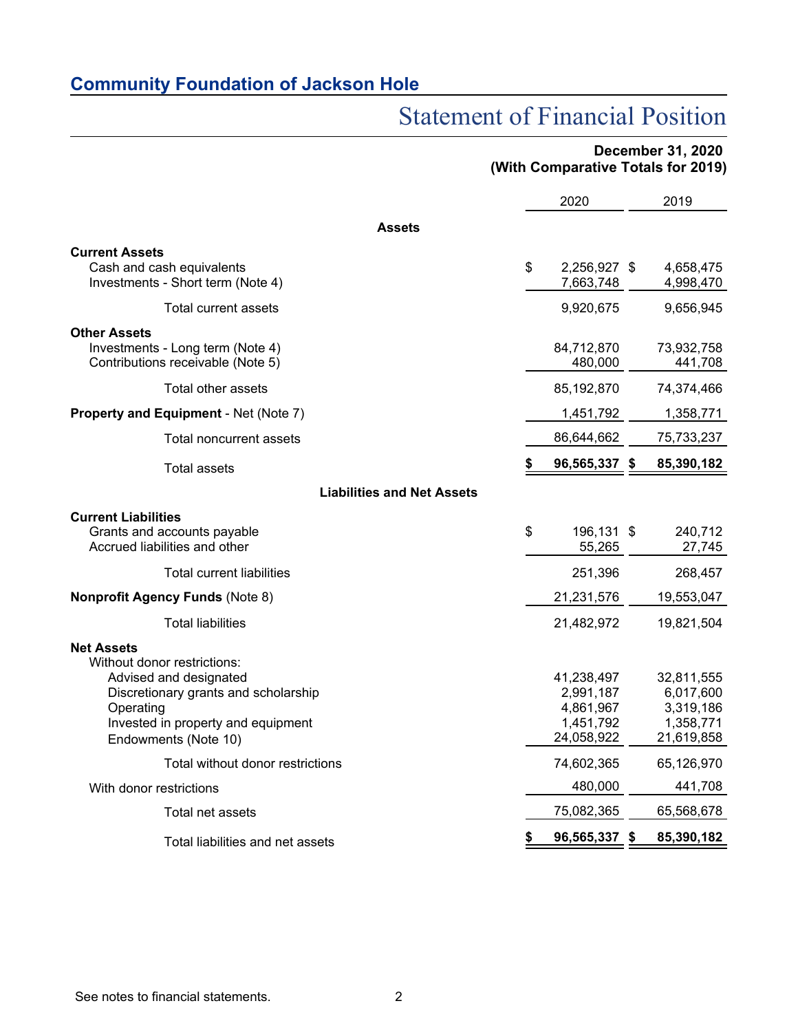## Community Foundation of Jackson Hole

# Statement of Financial Position

**December 31, 2020**
**(With Comparative Totals for 2019)**

| | 2020 | 2019 |
|---|---|---|
| **Assets** | | |
| **Current Assets** | | |
| Cash and cash equivalents | $ 2,256,927 | $ 4,658,475 |
| Investments - Short term (Note 4) | 7,663,748 | 4,998,470 |
| Total current assets | 9,920,675 | 9,656,945 |
| **Other Assets** | | |
| Investments - Long term (Note 4) | 84,712,870 | 73,932,758 |
| Contributions receivable (Note 5) | 480,000 | 441,708 |
| Total other assets | 85,192,870 | 74,374,466 |
| **Property and Equipment** - Net (Note 7) | 1,451,792 | 1,358,771 |
| Total noncurrent assets | 86,644,662 | 75,733,237 |
| Total assets | **$ 96,565,337** | **$ 85,390,182** |
| **Liabilities and Net Assets** | | |
| **Current Liabilities** | | |
| Grants and accounts payable | $ 196,131 | $ 240,712 |
| Accrued liabilities and other | 55,265 | 27,745 |
| Total current liabilities | 251,396 | 268,457 |
| **Nonprofit Agency Funds** (Note 8) | 21,231,576 | 19,553,047 |
| Total liabilities | 21,482,972 | 19,821,504 |
| **Net Assets** | | |
| Without donor restrictions: | | |
| Advised and designated | 41,238,497 | 32,811,555 |
| Discretionary grants and scholarship | 2,991,187 | 6,017,600 |
| Operating | 4,861,967 | 3,319,186 |
| Invested in property and equipment | 1,451,792 | 1,358,771 |
| Endowments (Note 10) | 24,058,922 | 21,619,858 |
| Total without donor restrictions | 74,602,365 | 65,126,970 |
| With donor restrictions | 480,000 | 441,708 |
| Total net assets | 75,082,365 | 65,568,678 |
| Total liabilities and net assets | **$ 96,565,337** | **$ 85,390,182** |

See notes to financial statements.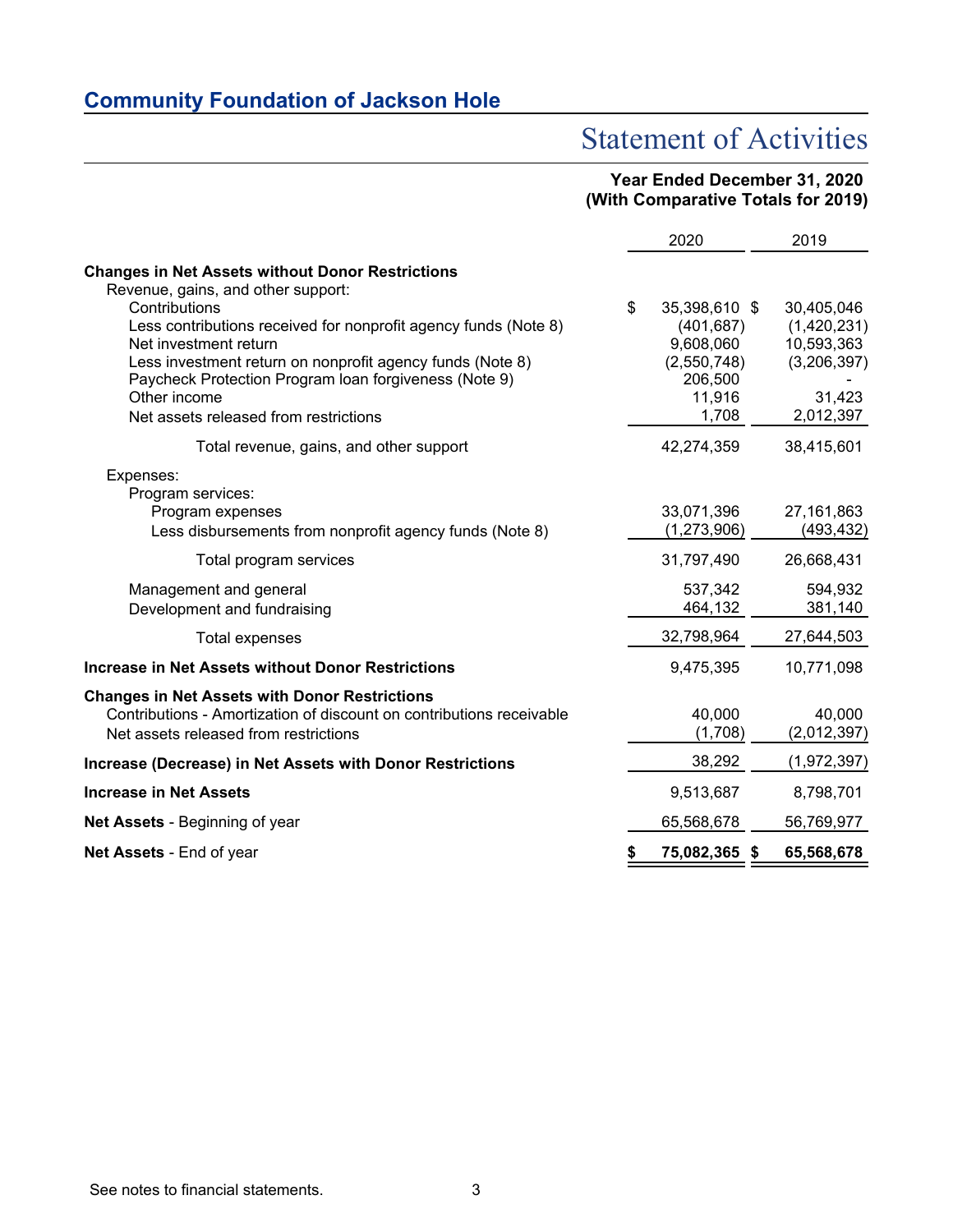## Community Foundation of Jackson Hole

# Statement of Activities

**Year Ended December 31, 2020**
**(With Comparative Totals for 2019)**

| | 2020 | 2019 |
|---|---|---|
| **Changes in Net Assets without Donor Restrictions** | | |
| Revenue, gains, and other support: | | |
| Contributions | $ 35,398,610 | $ 30,405,046 |
| Less contributions received for nonprofit agency funds (Note 8) | (401,687) | (1,420,231) |
| Net investment return | 9,608,060 | 10,593,363 |
| Less investment return on nonprofit agency funds (Note 8) | (2,550,748) | (3,206,397) |
| Paycheck Protection Program loan forgiveness (Note 9) | 206,500 | - |
| Other income | 11,916 | 31,423 |
| Net assets released from restrictions | 1,708 | 2,012,397 |
| Total revenue, gains, and other support | 42,274,359 | 38,415,601 |
| Expenses: | | |
| Program services: | | |
| Program expenses | 33,071,396 | 27,161,863 |
| Less disbursements from nonprofit agency funds (Note 8) | (1,273,906) | (493,432) |
| Total program services | 31,797,490 | 26,668,431 |
| Management and general | 537,342 | 594,932 |
| Development and fundraising | 464,132 | 381,140 |
| Total expenses | 32,798,964 | 27,644,503 |
| **Increase in Net Assets without Donor Restrictions** | 9,475,395 | 10,771,098 |
| **Changes in Net Assets with Donor Restrictions** | | |
| Contributions - Amortization of discount on contributions receivable | 40,000 | 40,000 |
| Net assets released from restrictions | (1,708) | (2,012,397) |
| **Increase (Decrease) in Net Assets with Donor Restrictions** | 38,292 | (1,972,397) |
| **Increase in Net Assets** | 9,513,687 | 8,798,701 |
| **Net Assets** - Beginning of year | 65,568,678 | 56,769,977 |
| **Net Assets** - End of year | **$ 75,082,365** | **$ 65,568,678** |

See notes to financial statements.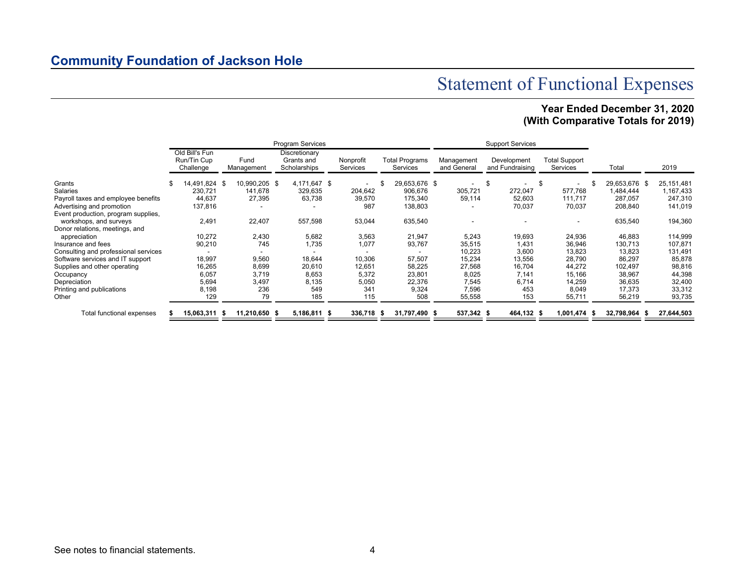## Community Foundation of Jackson Hole

# Statement of Functional Expenses

**Year Ended December 31, 2020**
**(With Comparative Totals for 2019)**

| | Program Services | | | | | Support Services | | | | |
|---|---|---|---|---|---|---|---|---|---|---|
| | Old Bill's Fun Run/Tin Cup Challenge | Fund Management | Discretionary Grants and Scholarships | Nonprofit Services | Total Programs Services | Management and General | Development and Fundraising | Total Support Services | Total | 2019 |
| Grants | $ 14,491,824 | $ 10,990,205 | $ 4,171,647 | $ - | $ 29,653,676 | $ - | $ - | $ - | $ 29,653,676 | $ 25,151,481 |
| Salaries | 230,721 | 141,678 | 329,635 | 204,642 | 906,676 | 305,721 | 272,047 | 577,768 | 1,484,444 | 1,167,433 |
| Payroll taxes and employee benefits | 44,637 | 27,395 | 63,738 | 39,570 | 175,340 | 59,114 | 52,603 | 111,717 | 287,057 | 247,310 |
| Advertising and promotion | 137,816 | - | - | 987 | 138,803 | - | 70,037 | 70,037 | 208,840 | 141,019 |
| Event production, program supplies, workshops, and surveys | 2,491 | 22,407 | 557,598 | 53,044 | 635,540 | - | - | - | 635,540 | 194,360 |
| Donor relations, meetings, and appreciation | 10,272 | 2,430 | 5,682 | 3,563 | 21,947 | 5,243 | 19,693 | 24,936 | 46,883 | 114,999 |
| Insurance and fees | 90,210 | 745 | 1,735 | 1,077 | 93,767 | 35,515 | 1,431 | 36,946 | 130,713 | 107,871 |
| Consulting and professional services | - | - | - | - | - | 10,223 | 3,600 | 13,823 | 13,823 | 131,491 |
| Software services and IT support | 18,997 | 9,560 | 18,644 | 10,306 | 57,507 | 15,234 | 13,556 | 28,790 | 86,297 | 85,878 |
| Supplies and other operating | 16,265 | 8,699 | 20,610 | 12,651 | 58,225 | 27,568 | 16,704 | 44,272 | 102,497 | 98,816 |
| Occupancy | 6,057 | 3,719 | 8,653 | 5,372 | 23,801 | 8,025 | 7,141 | 15,166 | 38,967 | 44,398 |
| Depreciation | 5,694 | 3,497 | 8,135 | 5,050 | 22,376 | 7,545 | 6,714 | 14,259 | 36,635 | 32,400 |
| Printing and publications | 8,198 | 236 | 549 | 341 | 9,324 | 7,596 | 453 | 8,049 | 17,373 | 33,312 |
| Other | 129 | 79 | 185 | 115 | 508 | 55,558 | 153 | 55,711 | 56,219 | 93,735 |
| **Total functional expenses** | **$ 15,063,311** | **$ 11,210,650** | **$ 5,186,811** | **$ 336,718** | **$ 31,797,490** | **$ 537,342** | **$ 464,132** | **$ 1,001,474** | **$ 32,798,964** | **$ 27,644,503** |

See notes to financial statements.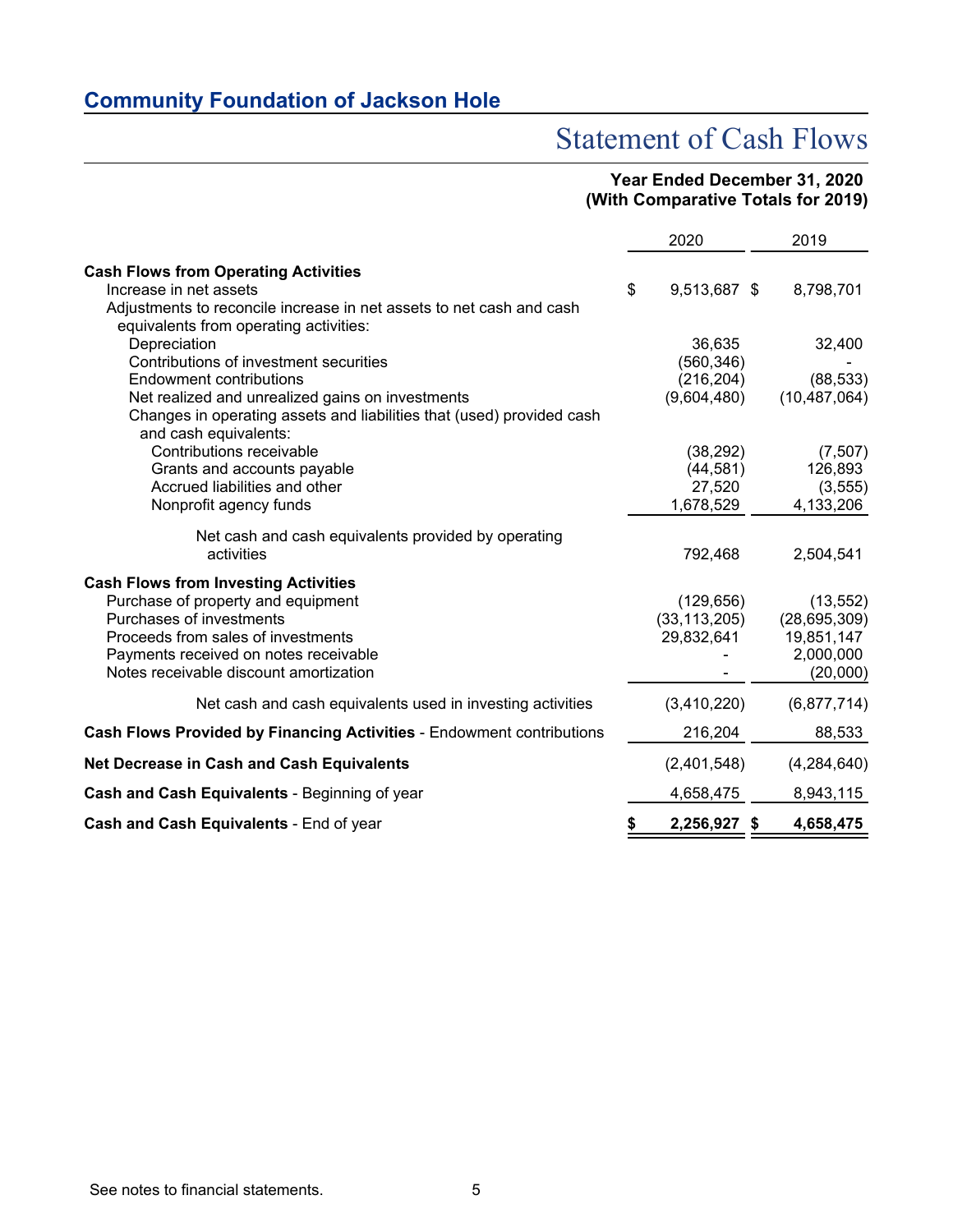## Community Foundation of Jackson Hole

# Statement of Cash Flows

**Year Ended December 31, 2020**
**(With Comparative Totals for 2019)**

| | 2020 | 2019 |
|---|---|---|
| **Cash Flows from Operating Activities** | | |
| Increase in net assets | $ 9,513,687 | $ 8,798,701 |
| Adjustments to reconcile increase in net assets to net cash and cash equivalents from operating activities: | | |
| Depreciation | 36,635 | 32,400 |
| Contributions of investment securities | (560,346) | - |
| Endowment contributions | (216,204) | (88,533) |
| Net realized and unrealized gains on investments | (9,604,480) | (10,487,064) |
| Changes in operating assets and liabilities that (used) provided cash and cash equivalents: | | |
| Contributions receivable | (38,292) | (7,507) |
| Grants and accounts payable | (44,581) | 126,893 |
| Accrued liabilities and other | 27,520 | (3,555) |
| Nonprofit agency funds | 1,678,529 | 4,133,206 |
| Net cash and cash equivalents provided by operating activities | 792,468 | 2,504,541 |
| **Cash Flows from Investing Activities** | | |
| Purchase of property and equipment | (129,656) | (13,552) |
| Purchases of investments | (33,113,205) | (28,695,309) |
| Proceeds from sales of investments | 29,832,641 | 19,851,147 |
| Payments received on notes receivable | - | 2,000,000 |
| Notes receivable discount amortization | - | (20,000) |
| Net cash and cash equivalents used in investing activities | (3,410,220) | (6,877,714) |
| **Cash Flows Provided by Financing Activities** - Endowment contributions | 216,204 | 88,533 |
| **Net Decrease in Cash and Cash Equivalents** | (2,401,548) | (4,284,640) |
| **Cash and Cash Equivalents** - Beginning of year | 4,658,475 | 8,943,115 |
| **Cash and Cash Equivalents** - End of year | **$ 2,256,927** | **$ 4,658,475** |

See notes to financial statements.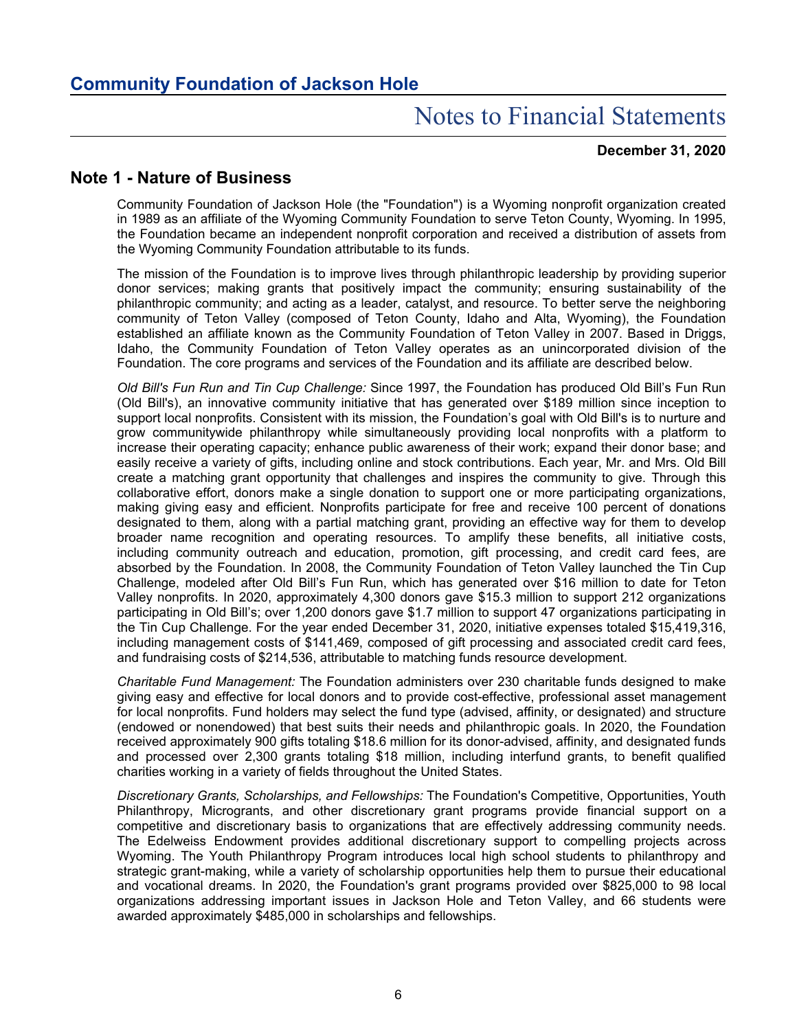## Community Foundation of Jackson Hole

# Notes to Financial Statements

**December 31, 2020**

## Note 1 - Nature of Business

Community Foundation of Jackson Hole (the "Foundation") is a Wyoming nonprofit organization created in 1989 as an affiliate of the Wyoming Community Foundation to serve Teton County, Wyoming. In 1995, the Foundation became an independent nonprofit corporation and received a distribution of assets from the Wyoming Community Foundation attributable to its funds.

The mission of the Foundation is to improve lives through philanthropic leadership by providing superior donor services; making grants that positively impact the community; ensuring sustainability of the philanthropic community; and acting as a leader, catalyst, and resource. To better serve the neighboring community of Teton Valley (composed of Teton County, Idaho and Alta, Wyoming), the Foundation established an affiliate known as the Community Foundation of Teton Valley in 2007. Based in Driggs, Idaho, the Community Foundation of Teton Valley operates as an unincorporated division of the Foundation. The core programs and services of the Foundation and its affiliate are described below.

*Old Bill's Fun Run and Tin Cup Challenge:* Since 1997, the Foundation has produced Old Bill's Fun Run (Old Bill's), an innovative community initiative that has generated over $189 million since inception to support local nonprofits. Consistent with its mission, the Foundation's goal with Old Bill's is to nurture and grow communitywide philanthropy while simultaneously providing local nonprofits with a platform to increase their operating capacity; enhance public awareness of their work; expand their donor base; and easily receive a variety of gifts, including online and stock contributions. Each year, Mr. and Mrs. Old Bill create a matching grant opportunity that challenges and inspires the community to give. Through this collaborative effort, donors make a single donation to support one or more participating organizations, making giving easy and efficient. Nonprofits participate for free and receive 100 percent of donations designated to them, along with a partial matching grant, providing an effective way for them to develop broader name recognition and operating resources. To amplify these benefits, all initiative costs, including community outreach and education, promotion, gift processing, and credit card fees, are absorbed by the Foundation. In 2008, the Community Foundation of Teton Valley launched the Tin Cup Challenge, modeled after Old Bill's Fun Run, which has generated over $16 million to date for Teton Valley nonprofits. In 2020, approximately 4,300 donors gave $15.3 million to support 212 organizations participating in Old Bill's; over 1,200 donors gave $1.7 million to support 47 organizations participating in the Tin Cup Challenge. For the year ended December 31, 2020, initiative expenses totaled $15,419,316, including management costs of $141,469, composed of gift processing and associated credit card fees, and fundraising costs of $214,536, attributable to matching funds resource development.

*Charitable Fund Management:* The Foundation administers over 230 charitable funds designed to make giving easy and effective for local donors and to provide cost-effective, professional asset management for local nonprofits. Fund holders may select the fund type (advised, affinity, or designated) and structure (endowed or nonendowed) that best suits their needs and philanthropic goals. In 2020, the Foundation received approximately 900 gifts totaling $18.6 million for its donor-advised, affinity, and designated funds and processed over 2,300 grants totaling $18 million, including interfund grants, to benefit qualified charities working in a variety of fields throughout the United States.

*Discretionary Grants, Scholarships, and Fellowships:* The Foundation's Competitive, Opportunities, Youth Philanthropy, Microgrants, and other discretionary grant programs provide financial support on a competitive and discretionary basis to organizations that are effectively addressing community needs. The Edelweiss Endowment provides additional discretionary support to compelling projects across Wyoming. The Youth Philanthropy Program introduces local high school students to philanthropy and strategic grant-making, while a variety of scholarship opportunities help them to pursue their educational and vocational dreams. In 2020, the Foundation's grant programs provided over $825,000 to 98 local organizations addressing important issues in Jackson Hole and Teton Valley, and 66 students were awarded approximately $485,000 in scholarships and fellowships.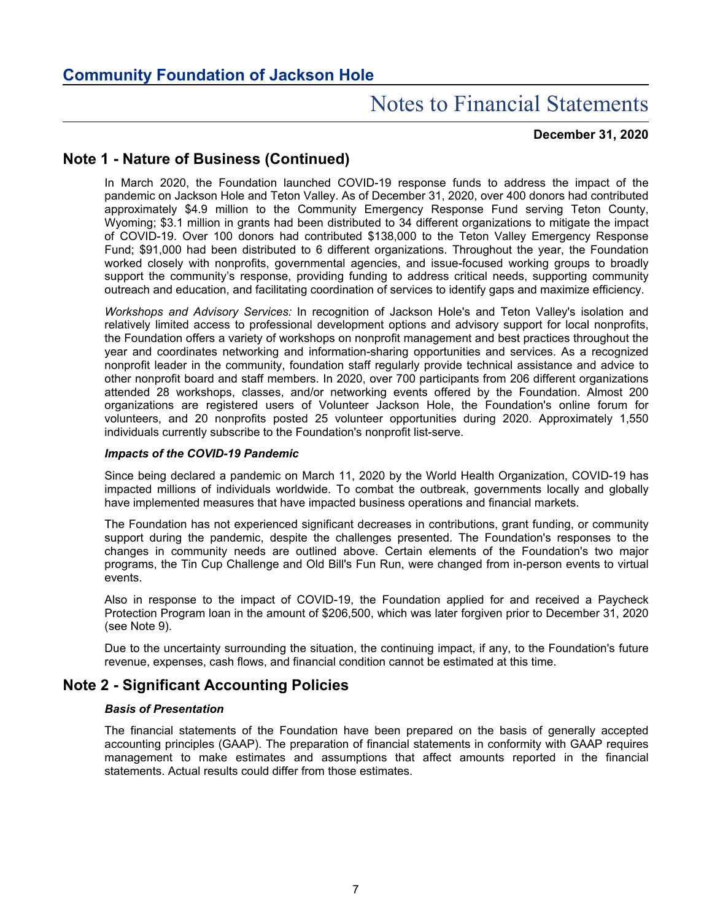## Note 1 - Nature of Business (Continued)

In March 2020, the Foundation launched COVID-19 response funds to address the impact of the pandemic on Jackson Hole and Teton Valley. As of December 31, 2020, over 400 donors had contributed approximately $4.9 million to the Community Emergency Response Fund serving Teton County, Wyoming; $3.1 million in grants had been distributed to 34 different organizations to mitigate the impact of COVID-19. Over 100 donors had contributed $138,000 to the Teton Valley Emergency Response Fund; $91,000 had been distributed to 6 different organizations. Throughout the year, the Foundation worked closely with nonprofits, governmental agencies, and issue-focused working groups to broadly support the community's response, providing funding to address critical needs, supporting community outreach and education, and facilitating coordination of services to identify gaps and maximize efficiency.

*Workshops and Advisory Services:* In recognition of Jackson Hole's and Teton Valley's isolation and relatively limited access to professional development options and advisory support for local nonprofits, the Foundation offers a variety of workshops on nonprofit management and best practices throughout the year and coordinates networking and information-sharing opportunities and services. As a recognized nonprofit leader in the community, foundation staff regularly provide technical assistance and advice to other nonprofit board and staff members. In 2020, over 700 participants from 206 different organizations attended 28 workshops, classes, and/or networking events offered by the Foundation. Almost 200 organizations are registered users of Volunteer Jackson Hole, the Foundation's online forum for volunteers, and 20 nonprofits posted 25 volunteer opportunities during 2020. Approximately 1,550 individuals currently subscribe to the Foundation's nonprofit list-serve.

### *Impacts of the COVID-19 Pandemic*

Since being declared a pandemic on March 11, 2020 by the World Health Organization, COVID-19 has impacted millions of individuals worldwide. To combat the outbreak, governments locally and globally have implemented measures that have impacted business operations and financial markets.

The Foundation has not experienced significant decreases in contributions, grant funding, or community support during the pandemic, despite the challenges presented. The Foundation's responses to the changes in community needs are outlined above. Certain elements of the Foundation's two major programs, the Tin Cup Challenge and Old Bill's Fun Run, were changed from in-person events to virtual events.

Also in response to the impact of COVID-19, the Foundation applied for and received a Paycheck Protection Program loan in the amount of $206,500, which was later forgiven prior to December 31, 2020 (see Note 9).

Due to the uncertainty surrounding the situation, the continuing impact, if any, to the Foundation's future revenue, expenses, cash flows, and financial condition cannot be estimated at this time.

## Note 2 - Significant Accounting Policies

### *Basis of Presentation*

The financial statements of the Foundation have been prepared on the basis of generally accepted accounting principles (GAAP). The preparation of financial statements in conformity with GAAP requires management to make estimates and assumptions that affect amounts reported in the financial statements. Actual results could differ from those estimates.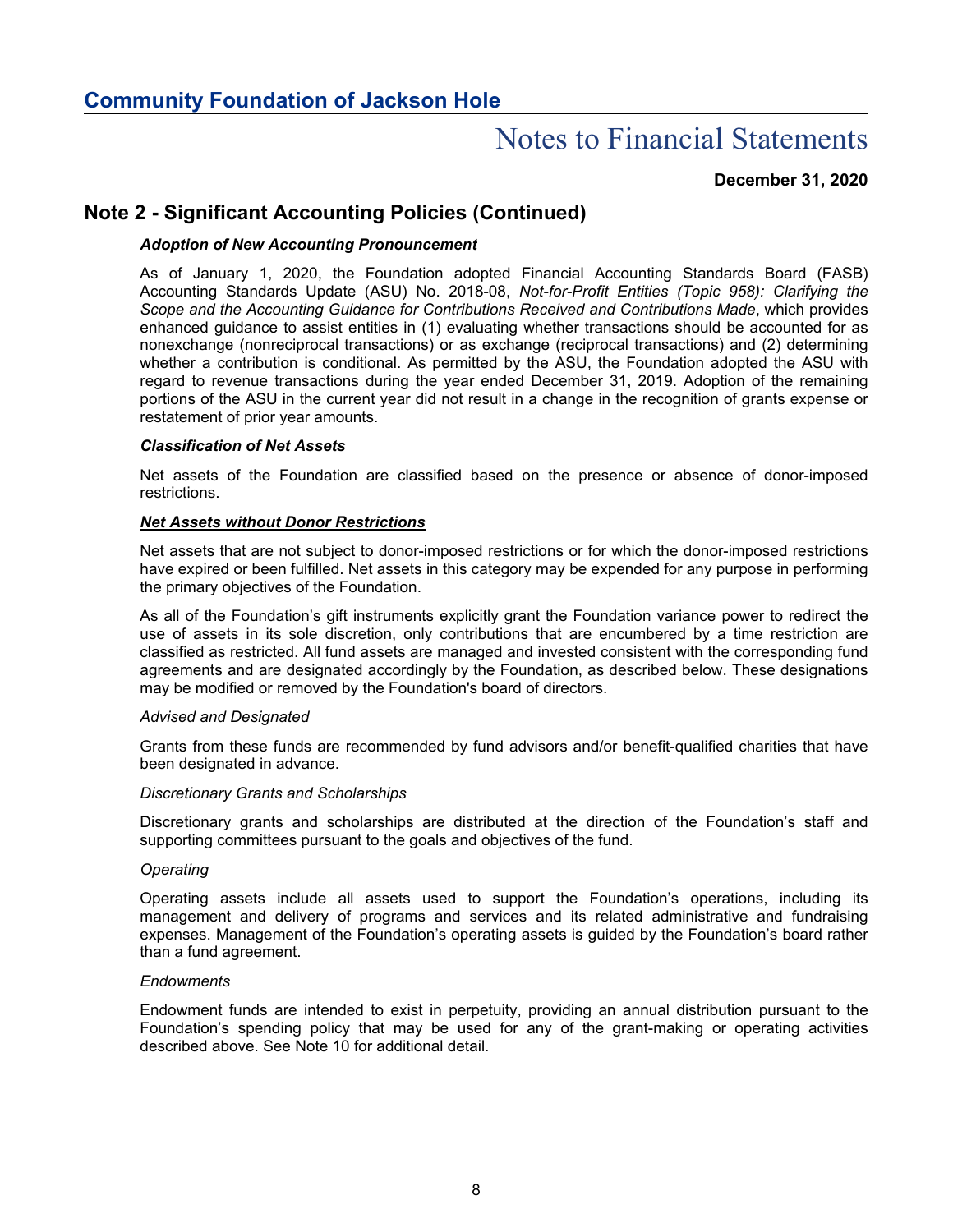## Note 2 - Significant Accounting Policies (Continued)

***Adoption of New Accounting Pronouncement***

As of January 1, 2020, the Foundation adopted Financial Accounting Standards Board (FASB) Accounting Standards Update (ASU) No. 2018-08, *Not-for-Profit Entities (Topic 958): Clarifying the Scope and the Accounting Guidance for Contributions Received and Contributions Made*, which provides enhanced guidance to assist entities in (1) evaluating whether transactions should be accounted for as nonexchange (nonreciprocal transactions) or as exchange (reciprocal transactions) and (2) determining whether a contribution is conditional. As permitted by the ASU, the Foundation adopted the ASU with regard to revenue transactions during the year ended December 31, 2019. Adoption of the remaining portions of the ASU in the current year did not result in a change in the recognition of grants expense or restatement of prior year amounts.

***Classification of Net Assets***

Net assets of the Foundation are classified based on the presence or absence of donor-imposed restrictions.

***<u>Net Assets without Donor Restrictions</u>***

Net assets that are not subject to donor-imposed restrictions or for which the donor-imposed restrictions have expired or been fulfilled. Net assets in this category may be expended for any purpose in performing the primary objectives of the Foundation.

As all of the Foundation's gift instruments explicitly grant the Foundation variance power to redirect the use of assets in its sole discretion, only contributions that are encumbered by a time restriction are classified as restricted. All fund assets are managed and invested consistent with the corresponding fund agreements and are designated accordingly by the Foundation, as described below. These designations may be modified or removed by the Foundation's board of directors.

*Advised and Designated*

Grants from these funds are recommended by fund advisors and/or benefit-qualified charities that have been designated in advance.

*Discretionary Grants and Scholarships*

Discretionary grants and scholarships are distributed at the direction of the Foundation's staff and supporting committees pursuant to the goals and objectives of the fund.

*Operating*

Operating assets include all assets used to support the Foundation's operations, including its management and delivery of programs and services and its related administrative and fundraising expenses. Management of the Foundation's operating assets is guided by the Foundation's board rather than a fund agreement.

*Endowments*

Endowment funds are intended to exist in perpetuity, providing an annual distribution pursuant to the Foundation's spending policy that may be used for any of the grant-making or operating activities described above. See Note 10 for additional detail.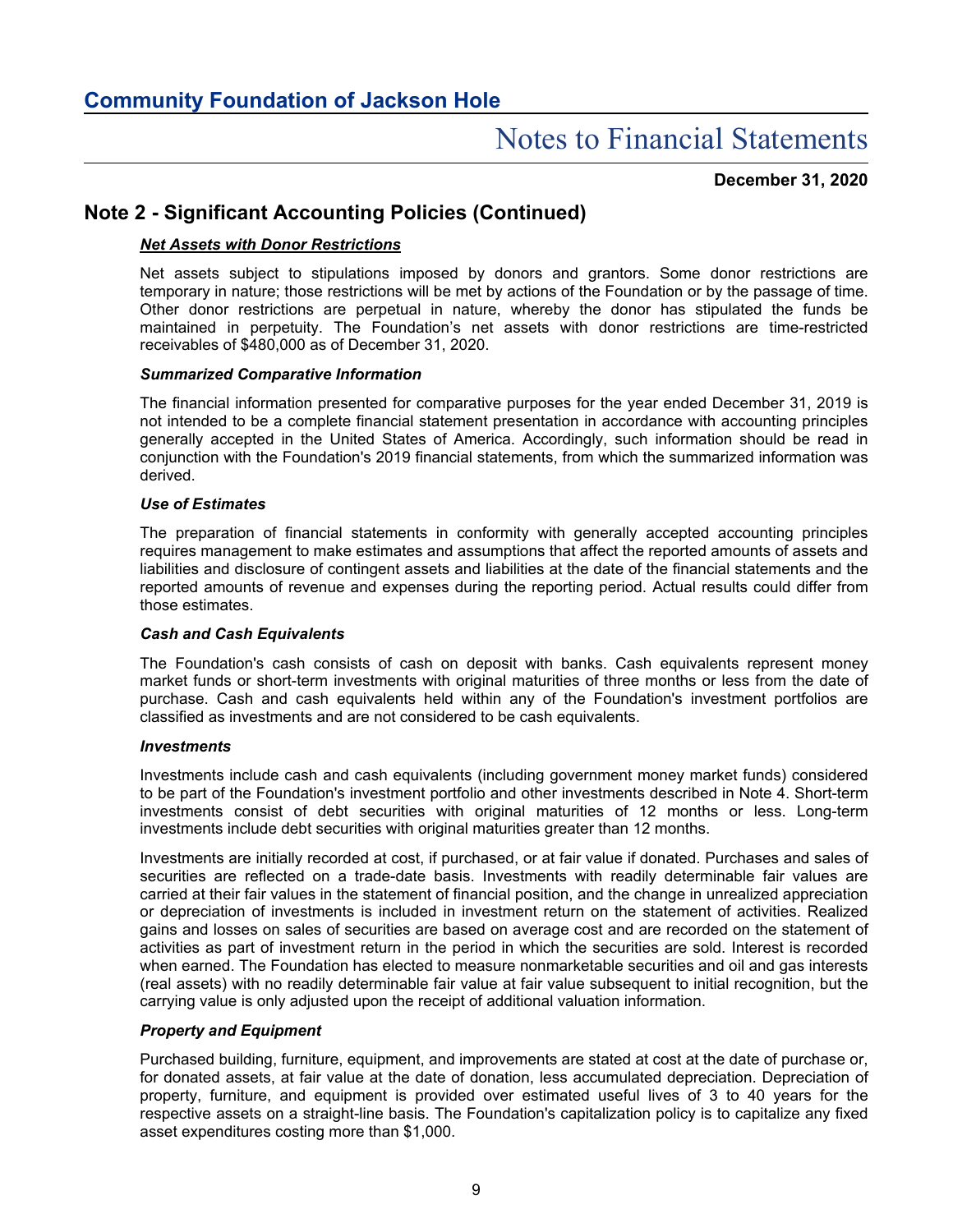## Note 2 - Significant Accounting Policies (Continued)

***Net Assets with Donor Restrictions***

Net assets subject to stipulations imposed by donors and grantors. Some donor restrictions are temporary in nature; those restrictions will be met by actions of the Foundation or by the passage of time. Other donor restrictions are perpetual in nature, whereby the donor has stipulated the funds be maintained in perpetuity. The Foundation's net assets with donor restrictions are time-restricted receivables of $480,000 as of December 31, 2020.

***Summarized Comparative Information***

The financial information presented for comparative purposes for the year ended December 31, 2019 is not intended to be a complete financial statement presentation in accordance with accounting principles generally accepted in the United States of America. Accordingly, such information should be read in conjunction with the Foundation's 2019 financial statements, from which the summarized information was derived.

***Use of Estimates***

The preparation of financial statements in conformity with generally accepted accounting principles requires management to make estimates and assumptions that affect the reported amounts of assets and liabilities and disclosure of contingent assets and liabilities at the date of the financial statements and the reported amounts of revenue and expenses during the reporting period. Actual results could differ from those estimates.

***Cash and Cash Equivalents***

The Foundation's cash consists of cash on deposit with banks. Cash equivalents represent money market funds or short-term investments with original maturities of three months or less from the date of purchase. Cash and cash equivalents held within any of the Foundation's investment portfolios are classified as investments and are not considered to be cash equivalents.

***Investments***

Investments include cash and cash equivalents (including government money market funds) considered to be part of the Foundation's investment portfolio and other investments described in Note 4. Short-term investments consist of debt securities with original maturities of 12 months or less. Long-term investments include debt securities with original maturities greater than 12 months.

Investments are initially recorded at cost, if purchased, or at fair value if donated. Purchases and sales of securities are reflected on a trade-date basis. Investments with readily determinable fair values are carried at their fair values in the statement of financial position, and the change in unrealized appreciation or depreciation of investments is included in investment return on the statement of activities. Realized gains and losses on sales of securities are based on average cost and are recorded on the statement of activities as part of investment return in the period in which the securities are sold. Interest is recorded when earned. The Foundation has elected to measure nonmarketable securities and oil and gas interests (real assets) with no readily determinable fair value at fair value subsequent to initial recognition, but the carrying value is only adjusted upon the receipt of additional valuation information.

***Property and Equipment***

Purchased building, furniture, equipment, and improvements are stated at cost at the date of purchase or, for donated assets, at fair value at the date of donation, less accumulated depreciation. Depreciation of property, furniture, and equipment is provided over estimated useful lives of 3 to 40 years for the respective assets on a straight-line basis. The Foundation's capitalization policy is to capitalize any fixed asset expenditures costing more than $1,000.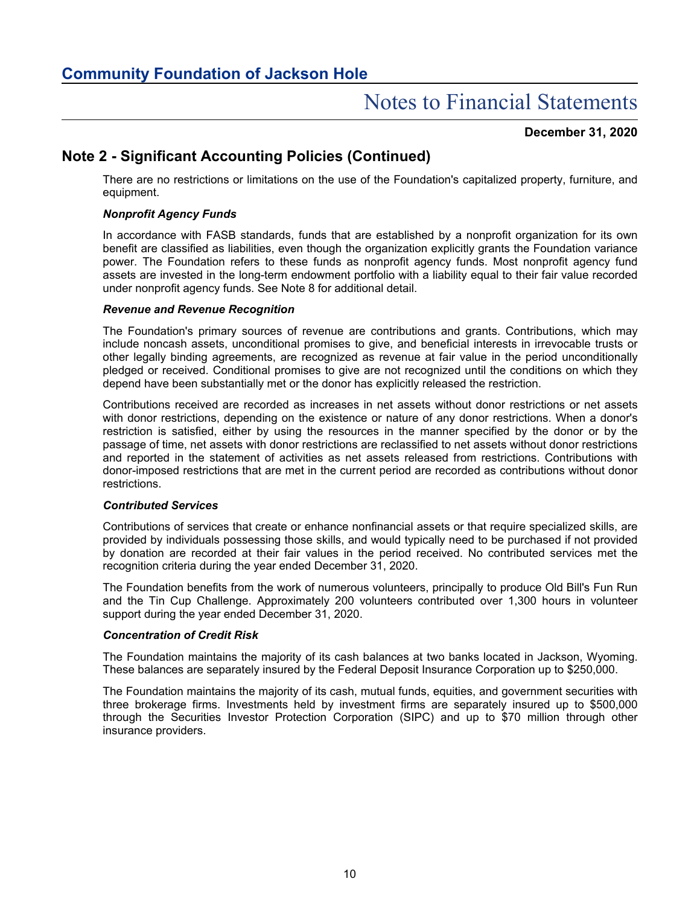## Note 2 - Significant Accounting Policies (Continued)

There are no restrictions or limitations on the use of the Foundation's capitalized property, furniture, and equipment.

***Nonprofit Agency Funds***

In accordance with FASB standards, funds that are established by a nonprofit organization for its own benefit are classified as liabilities, even though the organization explicitly grants the Foundation variance power. The Foundation refers to these funds as nonprofit agency funds. Most nonprofit agency fund assets are invested in the long-term endowment portfolio with a liability equal to their fair value recorded under nonprofit agency funds. See Note 8 for additional detail.

***Revenue and Revenue Recognition***

The Foundation's primary sources of revenue are contributions and grants. Contributions, which may include noncash assets, unconditional promises to give, and beneficial interests in irrevocable trusts or other legally binding agreements, are recognized as revenue at fair value in the period unconditionally pledged or received. Conditional promises to give are not recognized until the conditions on which they depend have been substantially met or the donor has explicitly released the restriction.

Contributions received are recorded as increases in net assets without donor restrictions or net assets with donor restrictions, depending on the existence or nature of any donor restrictions. When a donor's restriction is satisfied, either by using the resources in the manner specified by the donor or by the passage of time, net assets with donor restrictions are reclassified to net assets without donor restrictions and reported in the statement of activities as net assets released from restrictions. Contributions with donor-imposed restrictions that are met in the current period are recorded as contributions without donor restrictions.

***Contributed Services***

Contributions of services that create or enhance nonfinancial assets or that require specialized skills, are provided by individuals possessing those skills, and would typically need to be purchased if not provided by donation are recorded at their fair values in the period received. No contributed services met the recognition criteria during the year ended December 31, 2020.

The Foundation benefits from the work of numerous volunteers, principally to produce Old Bill's Fun Run and the Tin Cup Challenge. Approximately 200 volunteers contributed over 1,300 hours in volunteer support during the year ended December 31, 2020.

***Concentration of Credit Risk***

The Foundation maintains the majority of its cash balances at two banks located in Jackson, Wyoming. These balances are separately insured by the Federal Deposit Insurance Corporation up to $250,000.

The Foundation maintains the majority of its cash, mutual funds, equities, and government securities with three brokerage firms. Investments held by investment firms are separately insured up to $500,000 through the Securities Investor Protection Corporation (SIPC) and up to $70 million through other insurance providers.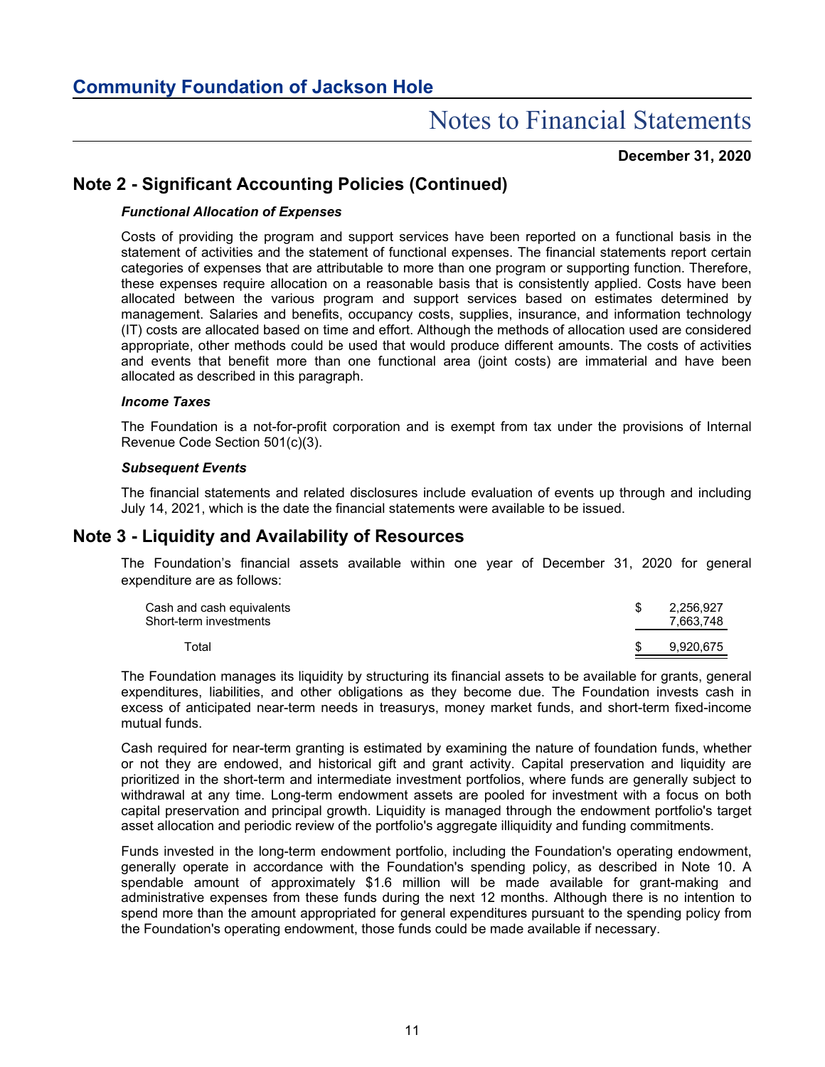# Community Foundation of Jackson Hole

## Notes to Financial Statements

**December 31, 2020**

## Note 2 - Significant Accounting Policies (Continued)

***Functional Allocation of Expenses***

Costs of providing the program and support services have been reported on a functional basis in the statement of activities and the statement of functional expenses. The financial statements report certain categories of expenses that are attributable to more than one program or supporting function. Therefore, these expenses require allocation on a reasonable basis that is consistently applied. Costs have been allocated between the various program and support services based on estimates determined by management. Salaries and benefits, occupancy costs, supplies, insurance, and information technology (IT) costs are allocated based on time and effort. Although the methods of allocation used are considered appropriate, other methods could be used that would produce different amounts. The costs of activities and events that benefit more than one functional area (joint costs) are immaterial and have been allocated as described in this paragraph.

***Income Taxes***

The Foundation is a not-for-profit corporation and is exempt from tax under the provisions of Internal Revenue Code Section 501(c)(3).

***Subsequent Events***

The financial statements and related disclosures include evaluation of events up through and including July 14, 2021, which is the date the financial statements were available to be issued.

## Note 3 - Liquidity and Availability of Resources

The Foundation's financial assets available within one year of December 31, 2020 for general expenditure are as follows:

| | |
|---|---|
| Cash and cash equivalents | $ 2,256,927 |
| Short-term investments | 7,663,748 |
| Total | $ 9,920,675 |

The Foundation manages its liquidity by structuring its financial assets to be available for grants, general expenditures, liabilities, and other obligations as they become due. The Foundation invests cash in excess of anticipated near-term needs in treasurys, money market funds, and short-term fixed-income mutual funds.

Cash required for near-term granting is estimated by examining the nature of foundation funds, whether or not they are endowed, and historical gift and grant activity. Capital preservation and liquidity are prioritized in the short-term and intermediate investment portfolios, where funds are generally subject to withdrawal at any time. Long-term endowment assets are pooled for investment with a focus on both capital preservation and principal growth. Liquidity is managed through the endowment portfolio's target asset allocation and periodic review of the portfolio's aggregate illiquidity and funding commitments.

Funds invested in the long-term endowment portfolio, including the Foundation's operating endowment, generally operate in accordance with the Foundation's spending policy, as described in Note 10. A spendable amount of approximately $1.6 million will be made available for grant-making and administrative expenses from these funds during the next 12 months. Although there is no intention to spend more than the amount appropriated for general expenditures pursuant to the spending policy from the Foundation's operating endowment, those funds could be made available if necessary.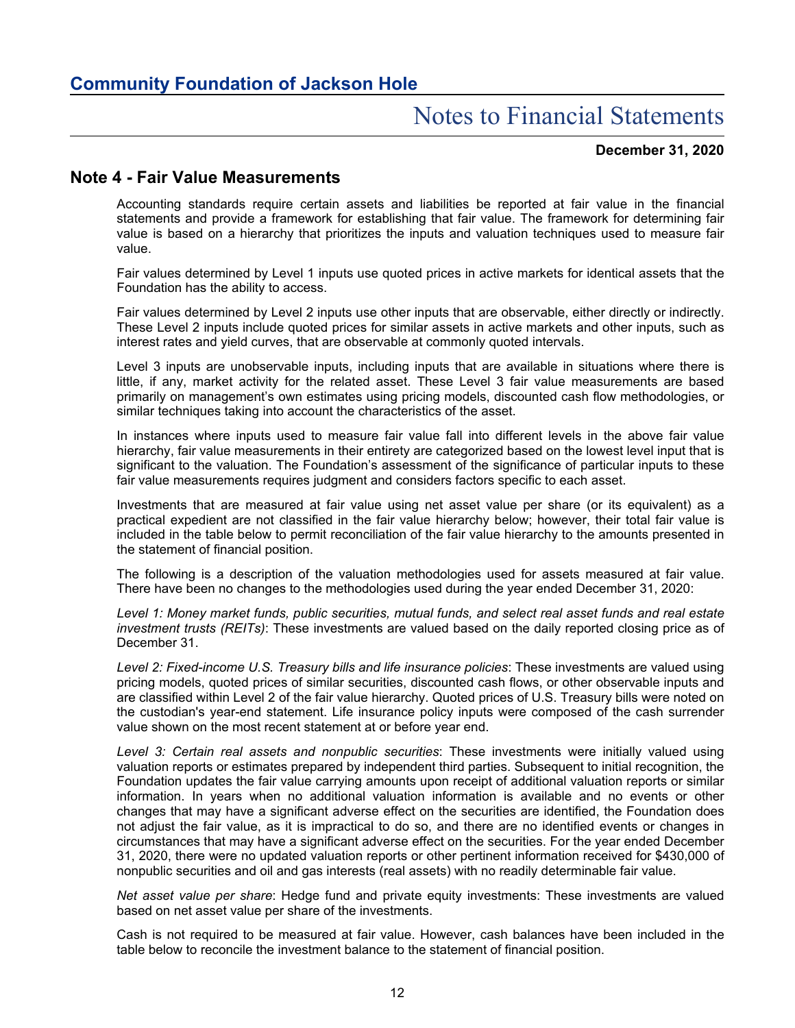December 31, 2020

## Note 4 - Fair Value Measurements

Accounting standards require certain assets and liabilities be reported at fair value in the financial statements and provide a framework for establishing that fair value. The framework for determining fair value is based on a hierarchy that prioritizes the inputs and valuation techniques used to measure fair value.

Fair values determined by Level 1 inputs use quoted prices in active markets for identical assets that the Foundation has the ability to access.

Fair values determined by Level 2 inputs use other inputs that are observable, either directly or indirectly. These Level 2 inputs include quoted prices for similar assets in active markets and other inputs, such as interest rates and yield curves, that are observable at commonly quoted intervals.

Level 3 inputs are unobservable inputs, including inputs that are available in situations where there is little, if any, market activity for the related asset. These Level 3 fair value measurements are based primarily on management's own estimates using pricing models, discounted cash flow methodologies, or similar techniques taking into account the characteristics of the asset.

In instances where inputs used to measure fair value fall into different levels in the above fair value hierarchy, fair value measurements in their entirety are categorized based on the lowest level input that is significant to the valuation. The Foundation's assessment of the significance of particular inputs to these fair value measurements requires judgment and considers factors specific to each asset.

Investments that are measured at fair value using net asset value per share (or its equivalent) as a practical expedient are not classified in the fair value hierarchy below; however, their total fair value is included in the table below to permit reconciliation of the fair value hierarchy to the amounts presented in the statement of financial position.

The following is a description of the valuation methodologies used for assets measured at fair value. There have been no changes to the methodologies used during the year ended December 31, 2020:

*Level 1: Money market funds, public securities, mutual funds, and select real asset funds and real estate investment trusts (REITs)*: These investments are valued based on the daily reported closing price as of December 31.

*Level 2: Fixed-income U.S. Treasury bills and life insurance policies*: These investments are valued using pricing models, quoted prices of similar securities, discounted cash flows, or other observable inputs and are classified within Level 2 of the fair value hierarchy. Quoted prices of U.S. Treasury bills were noted on the custodian's year-end statement. Life insurance policy inputs were composed of the cash surrender value shown on the most recent statement at or before year end.

*Level 3: Certain real assets and nonpublic securities*: These investments were initially valued using valuation reports or estimates prepared by independent third parties. Subsequent to initial recognition, the Foundation updates the fair value carrying amounts upon receipt of additional valuation reports or similar information. In years when no additional valuation information is available and no events or other changes that may have a significant adverse effect on the securities are identified, the Foundation does not adjust the fair value, as it is impractical to do so, and there are no identified events or changes in circumstances that may have a significant adverse effect on the securities. For the year ended December 31, 2020, there were no updated valuation reports or other pertinent information received for $430,000 of nonpublic securities and oil and gas interests (real assets) with no readily determinable fair value.

*Net asset value per share*: Hedge fund and private equity investments: These investments are valued based on net asset value per share of the investments.

Cash is not required to be measured at fair value. However, cash balances have been included in the table below to reconcile the investment balance to the statement of financial position.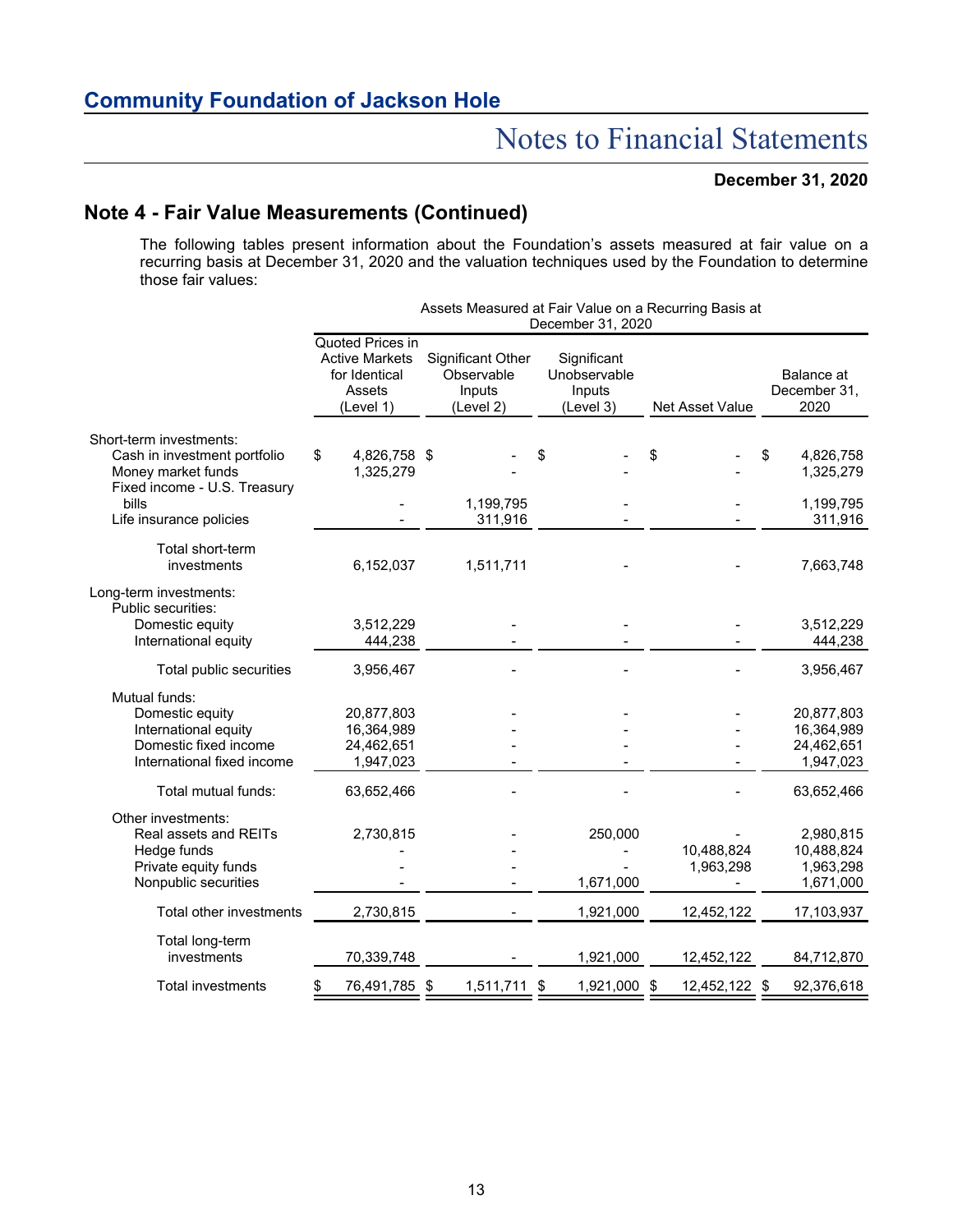**Community Foundation of Jackson Hole**

# Notes to Financial Statements

**December 31, 2020**

## Note 4 - Fair Value Measurements (Continued)

The following tables present information about the Foundation's assets measured at fair value on a recurring basis at December 31, 2020 and the valuation techniques used by the Foundation to determine those fair values:

| | Assets Measured at Fair Value on a Recurring Basis at December 31, 2020 | | | | |
|---|---|---|---|---|---|
| | Quoted Prices in Active Markets for Identical Assets (Level 1) | Significant Other Observable Inputs (Level 2) | Significant Unobservable Inputs (Level 3) | Net Asset Value | Balance at December 31, 2020 |
| **Short-term investments:** | | | | | |
| Cash in investment portfolio | $ 4,826,758 | $ - | $ - | $ - | $ 4,826,758 |
| Money market funds | 1,325,279 | - | - | - | 1,325,279 |
| Fixed income - U.S. Treasury bills | - | 1,199,795 | - | - | 1,199,795 |
| Life insurance policies | - | 311,916 | - | - | 311,916 |
| Total short-term investments | 6,152,037 | 1,511,711 | - | - | 7,663,748 |
| **Long-term investments:** | | | | | |
| Public securities: | | | | | |
| Domestic equity | 3,512,229 | - | - | - | 3,512,229 |
| International equity | 444,238 | - | - | - | 444,238 |
| Total public securities | 3,956,467 | - | - | - | 3,956,467 |
| Mutual funds: | | | | | |
| Domestic equity | 20,877,803 | - | - | - | 20,877,803 |
| International equity | 16,364,989 | - | - | - | 16,364,989 |
| Domestic fixed income | 24,462,651 | - | - | - | 24,462,651 |
| International fixed income | 1,947,023 | - | - | - | 1,947,023 |
| Total mutual funds: | 63,652,466 | - | - | - | 63,652,466 |
| Other investments: | | | | | |
| Real assets and REITs | 2,730,815 | - | 250,000 | - | 2,980,815 |
| Hedge funds | - | - | - | 10,488,824 | 10,488,824 |
| Private equity funds | - | - | - | 1,963,298 | 1,963,298 |
| Nonpublic securities | - | - | 1,671,000 | - | 1,671,000 |
| Total other investments | 2,730,815 | - | 1,921,000 | 12,452,122 | 17,103,937 |
| Total long-term investments | 70,339,748 | - | 1,921,000 | 12,452,122 | 84,712,870 |
| Total investments | $ 76,491,785 | $ 1,511,711 | $ 1,921,000 | $ 12,452,122 | $ 92,376,618 |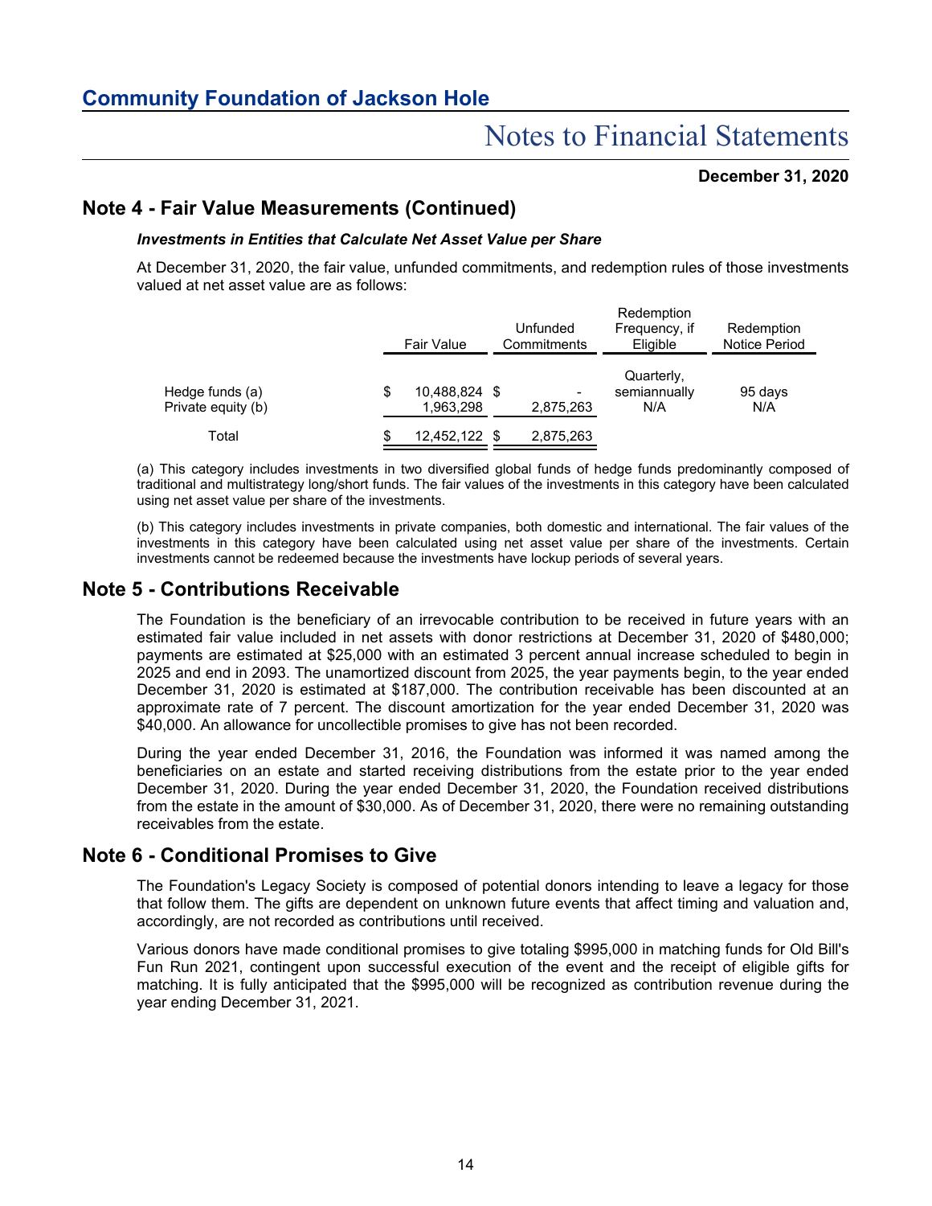## Note 4 - Fair Value Measurements (Continued)

***Investments in Entities that Calculate Net Asset Value per Share***

At December 31, 2020, the fair value, unfunded commitments, and redemption rules of those investments valued at net asset value are as follows:

| | Fair Value | Unfunded Commitments | Redemption Frequency, if Eligible | Redemption Notice Period |
|---|---|---|---|---|
| Hedge funds (a) | $ 10,488,824 | $ - | Quarterly, semiannually | 95 days |
| Private equity (b) | 1,963,298 | 2,875,263 | N/A | N/A |
| Total | $ 12,452,122 | $ 2,875,263 | | |

(a) This category includes investments in two diversified global funds of hedge funds predominantly composed of traditional and multistrategy long/short funds. The fair values of the investments in this category have been calculated using net asset value per share of the investments.

(b) This category includes investments in private companies, both domestic and international. The fair values of the investments in this category have been calculated using net asset value per share of the investments. Certain investments cannot be redeemed because the investments have lockup periods of several years.

## Note 5 - Contributions Receivable

The Foundation is the beneficiary of an irrevocable contribution to be received in future years with an estimated fair value included in net assets with donor restrictions at December 31, 2020 of $480,000; payments are estimated at $25,000 with an estimated 3 percent annual increase scheduled to begin in 2025 and end in 2093. The unamortized discount from 2025, the year payments begin, to the year ended December 31, 2020 is estimated at $187,000. The contribution receivable has been discounted at an approximate rate of 7 percent. The discount amortization for the year ended December 31, 2020 was $40,000. An allowance for uncollectible promises to give has not been recorded.

During the year ended December 31, 2016, the Foundation was informed it was named among the beneficiaries on an estate and started receiving distributions from the estate prior to the year ended December 31, 2020. During the year ended December 31, 2020, the Foundation received distributions from the estate in the amount of $30,000. As of December 31, 2020, there were no remaining outstanding receivables from the estate.

## Note 6 - Conditional Promises to Give

The Foundation's Legacy Society is composed of potential donors intending to leave a legacy for those that follow them. The gifts are dependent on unknown future events that affect timing and valuation and, accordingly, are not recorded as contributions until received.

Various donors have made conditional promises to give totaling $995,000 in matching funds for Old Bill's Fun Run 2021, contingent upon successful execution of the event and the receipt of eligible gifts for matching. It is fully anticipated that the $995,000 will be recognized as contribution revenue during the year ending December 31, 2021.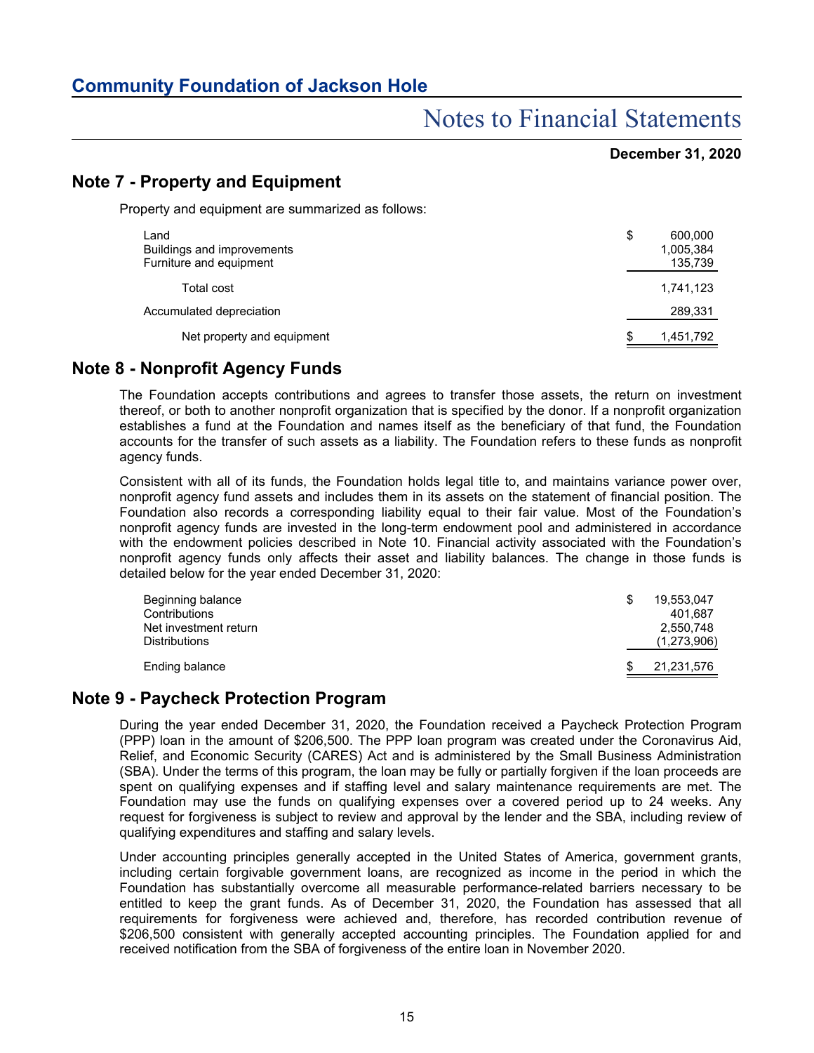## Note 7 - Property and Equipment

Property and equipment are summarized as follows:

| | |
|---|---|
| Land | $ 600,000 |
| Buildings and improvements | 1,005,384 |
| Furniture and equipment | 135,739 |
| Total cost | 1,741,123 |
| Accumulated depreciation | 289,331 |
| Net property and equipment | $ 1,451,792 |

## Note 8 - Nonprofit Agency Funds

The Foundation accepts contributions and agrees to transfer those assets, the return on investment thereof, or both to another nonprofit organization that is specified by the donor. If a nonprofit organization establishes a fund at the Foundation and names itself as the beneficiary of that fund, the Foundation accounts for the transfer of such assets as a liability. The Foundation refers to these funds as nonprofit agency funds.

Consistent with all of its funds, the Foundation holds legal title to, and maintains variance power over, nonprofit agency fund assets and includes them in its assets on the statement of financial position. The Foundation also records a corresponding liability equal to their fair value. Most of the Foundation's nonprofit agency funds are invested in the long-term endowment pool and administered in accordance with the endowment policies described in Note 10. Financial activity associated with the Foundation's nonprofit agency funds only affects their asset and liability balances. The change in those funds is detailed below for the year ended December 31, 2020:

| | |
|---|---|
| Beginning balance | $ 19,553,047 |
| Contributions | 401,687 |
| Net investment return | 2,550,748 |
| Distributions | (1,273,906) |
| Ending balance | $ 21,231,576 |

## Note 9 - Paycheck Protection Program

During the year ended December 31, 2020, the Foundation received a Paycheck Protection Program (PPP) loan in the amount of $206,500. The PPP loan program was created under the Coronavirus Aid, Relief, and Economic Security (CARES) Act and is administered by the Small Business Administration (SBA). Under the terms of this program, the loan may be fully or partially forgiven if the loan proceeds are spent on qualifying expenses and if staffing level and salary maintenance requirements are met. The Foundation may use the funds on qualifying expenses over a covered period up to 24 weeks. Any request for forgiveness is subject to review and approval by the lender and the SBA, including review of qualifying expenditures and staffing and salary levels.

Under accounting principles generally accepted in the United States of America, government grants, including certain forgivable government loans, are recognized as income in the period in which the Foundation has substantially overcome all measurable performance-related barriers necessary to be entitled to keep the grant funds. As of December 31, 2020, the Foundation has assessed that all requirements for forgiveness were achieved and, therefore, has recorded contribution revenue of $206,500 consistent with generally accepted accounting principles. The Foundation applied for and received notification from the SBA of forgiveness of the entire loan in November 2020.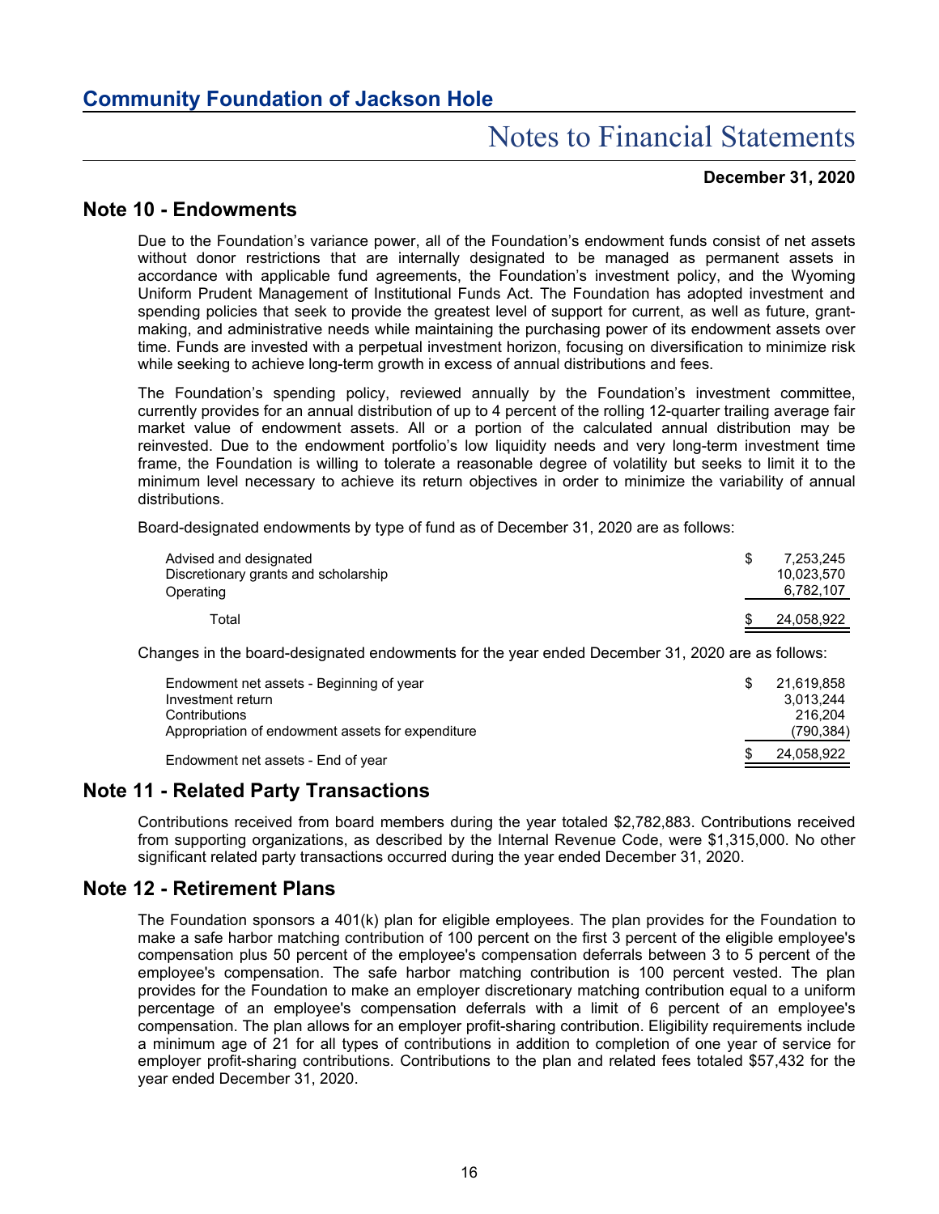# Community Foundation of Jackson Hole

## Notes to Financial Statements

**December 31, 2020**

## Note 10 - Endowments

Due to the Foundation's variance power, all of the Foundation's endowment funds consist of net assets without donor restrictions that are internally designated to be managed as permanent assets in accordance with applicable fund agreements, the Foundation's investment policy, and the Wyoming Uniform Prudent Management of Institutional Funds Act. The Foundation has adopted investment and spending policies that seek to provide the greatest level of support for current, as well as future, grant-making, and administrative needs while maintaining the purchasing power of its endowment assets over time. Funds are invested with a perpetual investment horizon, focusing on diversification to minimize risk while seeking to achieve long-term growth in excess of annual distributions and fees.

The Foundation's spending policy, reviewed annually by the Foundation's investment committee, currently provides for an annual distribution of up to 4 percent of the rolling 12-quarter trailing average fair market value of endowment assets. All or a portion of the calculated annual distribution may be reinvested. Due to the endowment portfolio's low liquidity needs and very long-term investment time frame, the Foundation is willing to tolerate a reasonable degree of volatility but seeks to limit it to the minimum level necessary to achieve its return objectives in order to minimize the variability of annual distributions.

Board-designated endowments by type of fund as of December 31, 2020 are as follows:

| | |
|---|---|
| Advised and designated | $ 7,253,245 |
| Discretionary grants and scholarship | 10,023,570 |
| Operating | 6,782,107 |
| Total | $ 24,058,922 |

Changes in the board-designated endowments for the year ended December 31, 2020 are as follows:

| | |
|---|---|
| Endowment net assets - Beginning of year | $ 21,619,858 |
| Investment return | 3,013,244 |
| Contributions | 216,204 |
| Appropriation of endowment assets for expenditure | (790,384) |
| Endowment net assets - End of year | $ 24,058,922 |

## Note 11 - Related Party Transactions

Contributions received from board members during the year totaled $2,782,883. Contributions received from supporting organizations, as described by the Internal Revenue Code, were $1,315,000. No other significant related party transactions occurred during the year ended December 31, 2020.

## Note 12 - Retirement Plans

The Foundation sponsors a 401(k) plan for eligible employees. The plan provides for the Foundation to make a safe harbor matching contribution of 100 percent on the first 3 percent of the eligible employee's compensation plus 50 percent of the employee's compensation deferrals between 3 to 5 percent of the employee's compensation. The safe harbor matching contribution is 100 percent vested. The plan provides for the Foundation to make an employer discretionary matching contribution equal to a uniform percentage of an employee's compensation deferrals with a limit of 6 percent of an employee's compensation. The plan allows for an employer profit-sharing contribution. Eligibility requirements include a minimum age of 21 for all types of contributions in addition to completion of one year of service for employer profit-sharing contributions. Contributions to the plan and related fees totaled $57,432 for the year ended December 31, 2020.